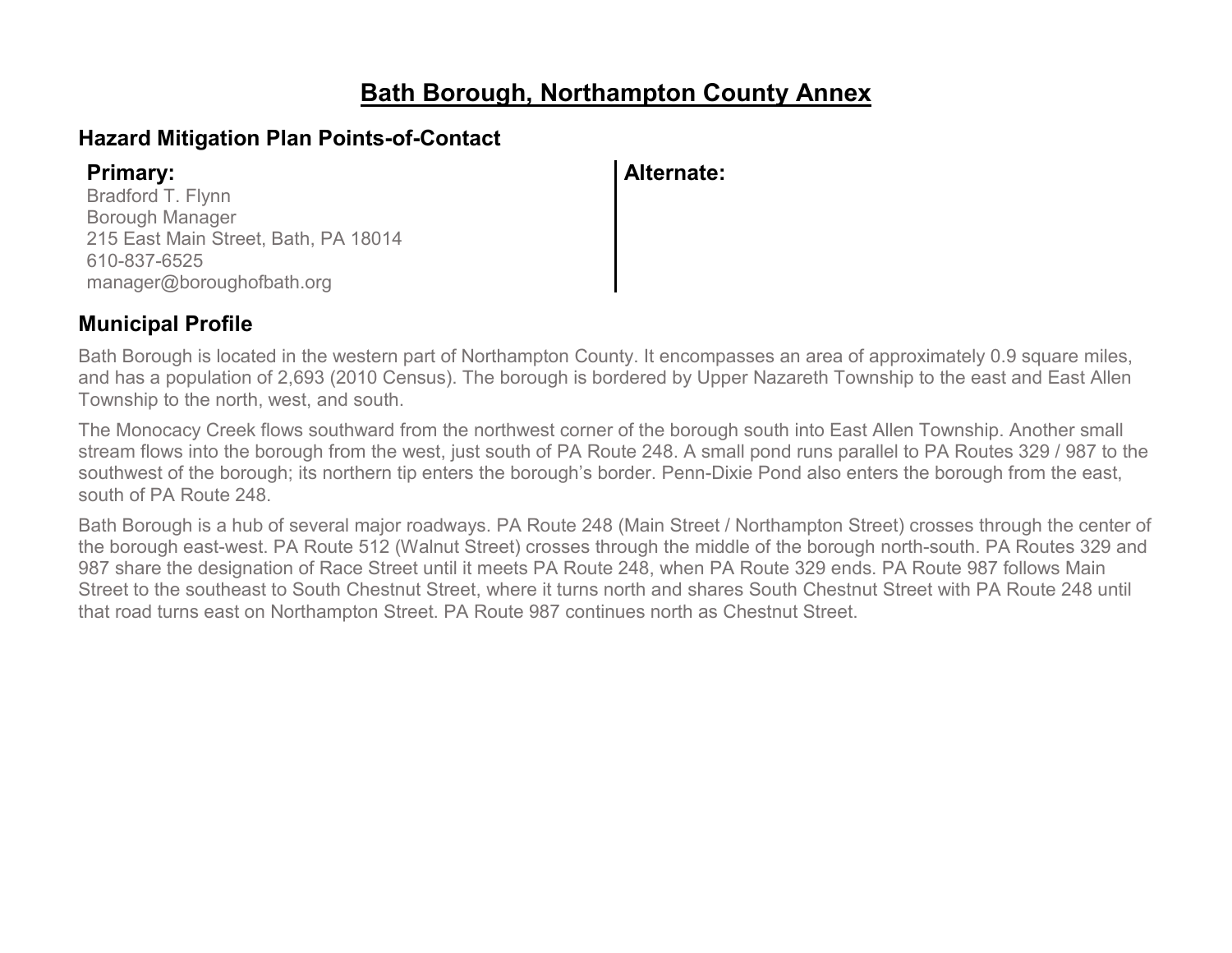# Bath Borough, Northampton County Annex

## Hazard Mitigation Plan Points-of-Contact

### Primary:

Bradford T. Flynn
Borough Manager
215 East Main Street, Bath, PA 18014
610-837-6525
manager@boroughofbath.org

### Alternate:

## Municipal Profile

Bath Borough is located in the western part of Northampton County. It encompasses an area of approximately 0.9 square miles, and has a population of 2,693 (2010 Census). The borough is bordered by Upper Nazareth Township to the east and East Allen Township to the north, west, and south.

The Monocacy Creek flows southward from the northwest corner of the borough south into East Allen Township. Another small stream flows into the borough from the west, just south of PA Route 248. A small pond runs parallel to PA Routes 329 / 987 to the southwest of the borough; its northern tip enters the borough's border. Penn-Dixie Pond also enters the borough from the east, south of PA Route 248.

Bath Borough is a hub of several major roadways. PA Route 248 (Main Street / Northampton Street) crosses through the center of the borough east-west. PA Route 512 (Walnut Street) crosses through the middle of the borough north-south. PA Routes 329 and 987 share the designation of Race Street until it meets PA Route 248, when PA Route 329 ends. PA Route 987 follows Main Street to the southeast to South Chestnut Street, where it turns north and shares South Chestnut Street with PA Route 248 until that road turns east on Northampton Street. PA Route 987 continues north as Chestnut Street.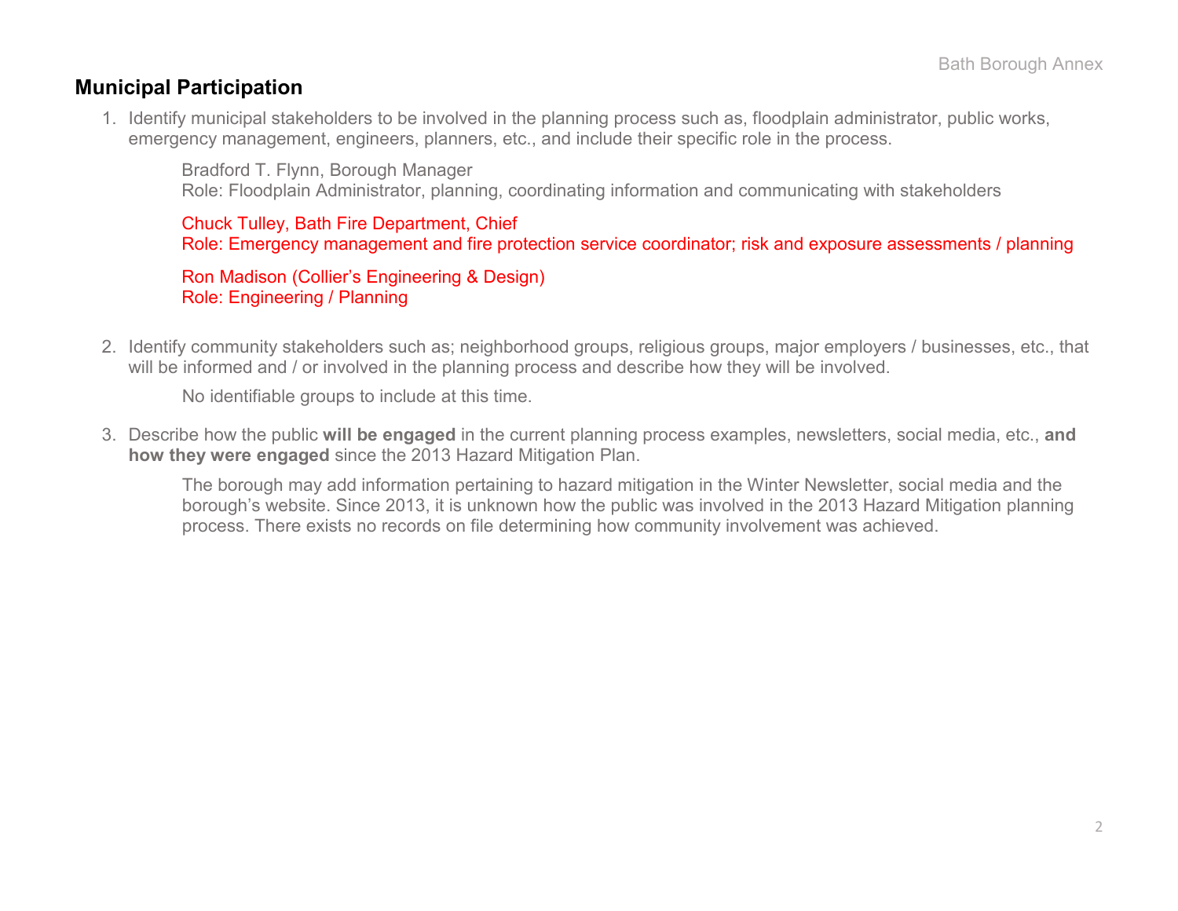## Municipal Participation

1. Identify municipal stakeholders to be involved in the planning process such as, floodplain administrator, public works, emergency management, engineers, planners, etc., and include their specific role in the process.

   Bradford T. Flynn, Borough Manager
   Role: Floodplain Administrator, planning, coordinating information and communicating with stakeholders

   Chuck Tulley, Bath Fire Department, Chief
   Role: Emergency management and fire protection service coordinator; risk and exposure assessments / planning

   Ron Madison (Collier's Engineering & Design)
   Role: Engineering / Planning

2. Identify community stakeholders such as; neighborhood groups, religious groups, major employers / businesses, etc., that will be informed and / or involved in the planning process and describe how they will be involved.

   No identifiable groups to include at this time.

3. Describe how the public **will be engaged** in the current planning process examples, newsletters, social media, etc., **and how they were engaged** since the 2013 Hazard Mitigation Plan.

   The borough may add information pertaining to hazard mitigation in the Winter Newsletter, social media and the borough's website. Since 2013, it is unknown how the public was involved in the 2013 Hazard Mitigation planning process. There exists no records on file determining how community involvement was achieved.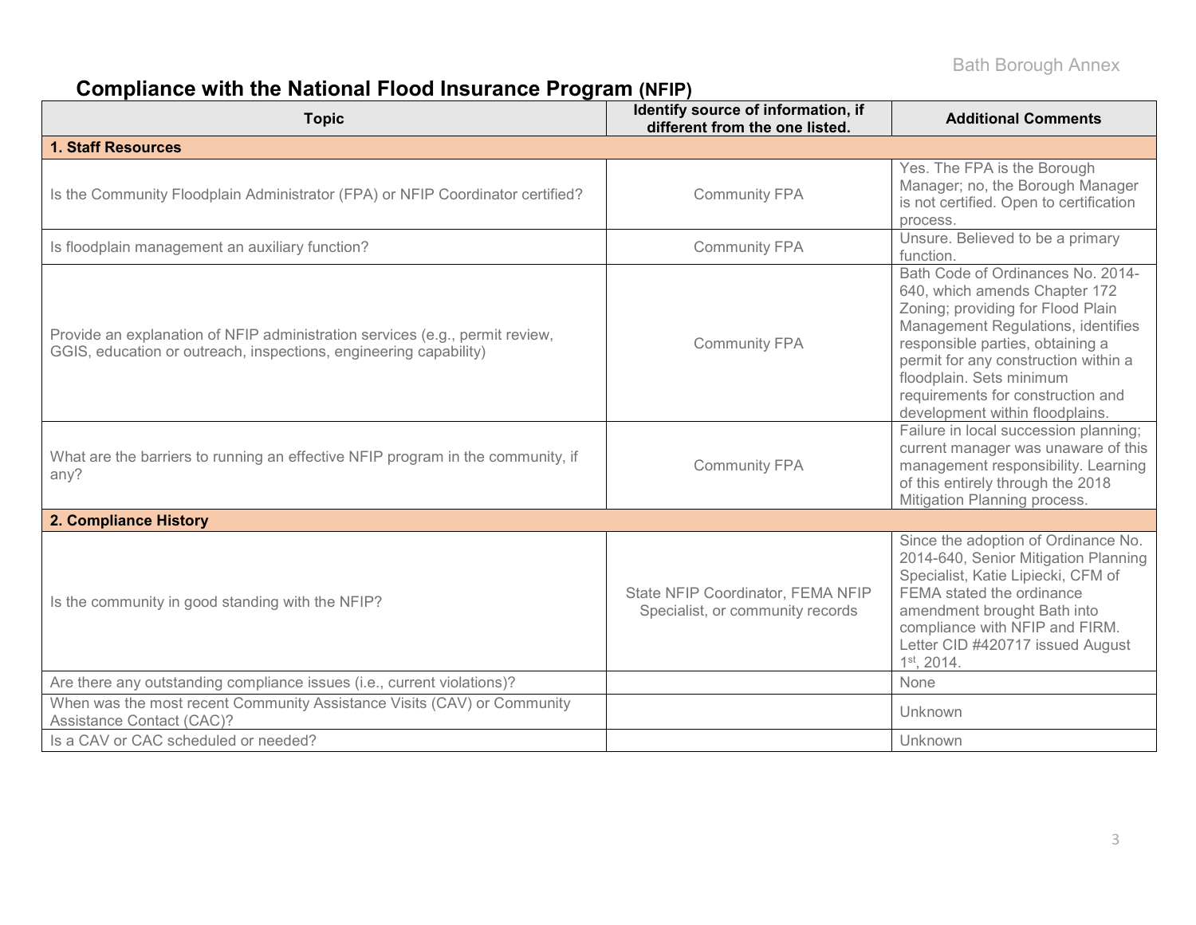## Compliance with the National Flood Insurance Program (NFIP)

| Topic | Identify source of information, if different from the one listed. | Additional Comments |
|---|---|---|
| **1. Staff Resources** | | |
| Is the Community Floodplain Administrator (FPA) or NFIP Coordinator certified? | Community FPA | Yes. The FPA is the Borough Manager; no, the Borough Manager is not certified. Open to certification process. |
| Is floodplain management an auxiliary function? | Community FPA | Unsure. Believed to be a primary function. |
| Provide an explanation of NFIP administration services (e.g., permit review, GGIS, education or outreach, inspections, engineering capability) | Community FPA | Bath Code of Ordinances No. 2014-640, which amends Chapter 172 Zoning; providing for Flood Plain Management Regulations, identifies responsible parties, obtaining a permit for any construction within a floodplain. Sets minimum requirements for construction and development within floodplains. |
| What are the barriers to running an effective NFIP program in the community, if any? | Community FPA | Failure in local succession planning; current manager was unaware of this management responsibility. Learning of this entirely through the 2018 Mitigation Planning process. |
| **2. Compliance History** | | |
| Is the community in good standing with the NFIP? | State NFIP Coordinator, FEMA NFIP Specialist, or community records | Since the adoption of Ordinance No. 2014-640, Senior Mitigation Planning Specialist, Katie Lipiecki, CFM of FEMA stated the ordinance amendment brought Bath into compliance with NFIP and FIRM. Letter CID #420717 issued August 1st, 2014. |
| Are there any outstanding compliance issues (i.e., current violations)? | | None |
| When was the most recent Community Assistance Visits (CAV) or Community Assistance Contact (CAC)? | | Unknown |
| Is a CAV or CAC scheduled or needed? | | Unknown |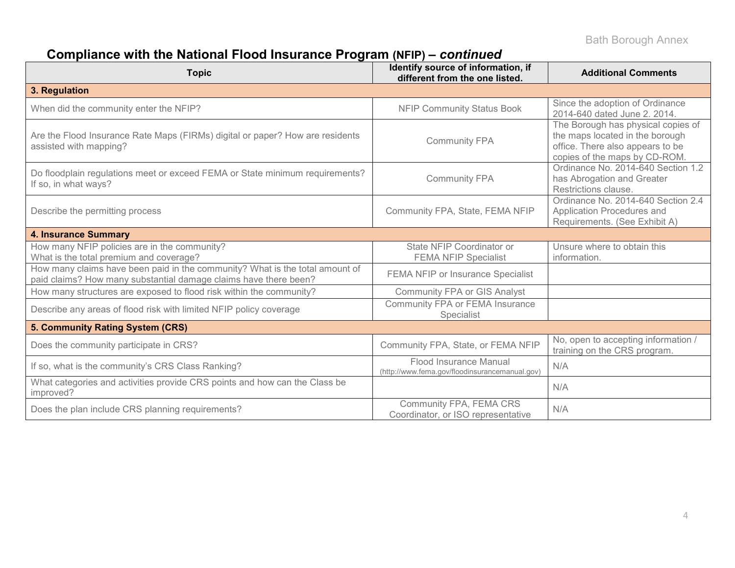## Compliance with the National Flood Insurance Program (NFIP) – *continued*

| Topic | Identify source of information, if different from the one listed. | Additional Comments |
|---|---|---|
| **3. Regulation** | | |
| When did the community enter the NFIP? | NFIP Community Status Book | Since the adoption of Ordinance 2014-640 dated June 2. 2014. |
| Are the Flood Insurance Rate Maps (FIRMs) digital or paper? How are residents assisted with mapping? | Community FPA | The Borough has physical copies of the maps located in the borough office. There also appears to be copies of the maps by CD-ROM. |
| Do floodplain regulations meet or exceed FEMA or State minimum requirements? If so, in what ways? | Community FPA | Ordinance No. 2014-640 Section 1.2 has Abrogation and Greater Restrictions clause. |
| Describe the permitting process | Community FPA, State, FEMA NFIP | Ordinance No. 2014-640 Section 2.4 Application Procedures and Requirements. (See Exhibit A) |
| **4. Insurance Summary** | | |
| How many NFIP policies are in the community? What is the total premium and coverage? | State NFIP Coordinator or FEMA NFIP Specialist | Unsure where to obtain this information. |
| How many claims have been paid in the community? What is the total amount of paid claims? How many substantial damage claims have there been? | FEMA NFIP or Insurance Specialist | |
| How many structures are exposed to flood risk within the community? | Community FPA or GIS Analyst | |
| Describe any areas of flood risk with limited NFIP policy coverage | Community FPA or FEMA Insurance Specialist | |
| **5. Community Rating System (CRS)** | | |
| Does the community participate in CRS? | Community FPA, State, or FEMA NFIP | No, open to accepting information / training on the CRS program. |
| If so, what is the community's CRS Class Ranking? | Flood Insurance Manual (http://www.fema.gov/floodinsurancemanual.gov) | N/A |
| What categories and activities provide CRS points and how can the Class be improved? | | N/A |
| Does the plan include CRS planning requirements? | Community FPA, FEMA CRS Coordinator, or ISO representative | N/A |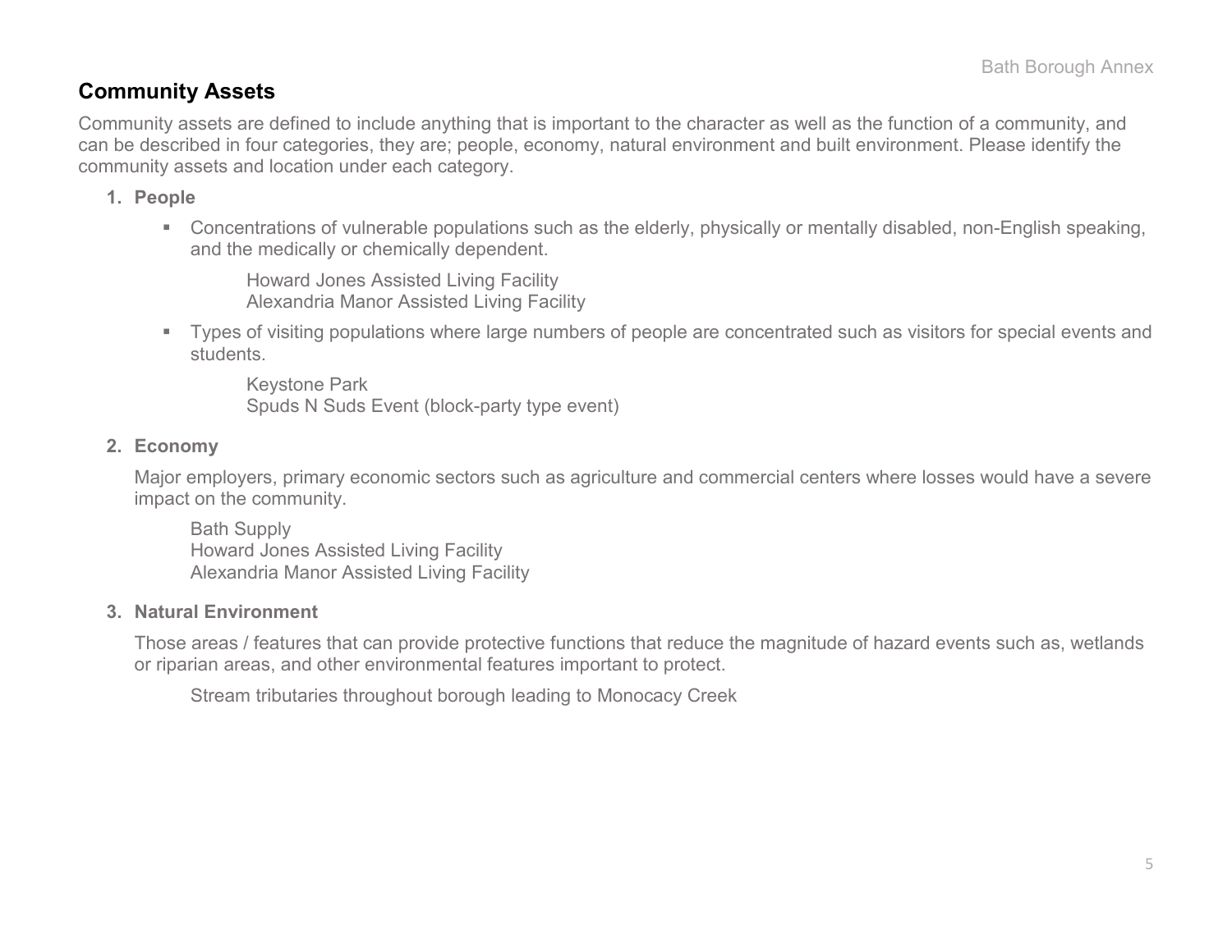## Community Assets

Community assets are defined to include anything that is important to the character as well as the function of a community, and can be described in four categories, they are; people, economy, natural environment and built environment. Please identify the community assets and location under each category.

1. **People**

   - Concentrations of vulnerable populations such as the elderly, physically or mentally disabled, non-English speaking, and the medically or chemically dependent.

     Howard Jones Assisted Living Facility
     Alexandria Manor Assisted Living Facility

   - Types of visiting populations where large numbers of people are concentrated such as visitors for special events and students.

     Keystone Park
     Spuds N Suds Event (block-party type event)

2. **Economy**

   Major employers, primary economic sectors such as agriculture and commercial centers where losses would have a severe impact on the community.

   Bath Supply
   Howard Jones Assisted Living Facility
   Alexandria Manor Assisted Living Facility

3. **Natural Environment**

   Those areas / features that can provide protective functions that reduce the magnitude of hazard events such as, wetlands or riparian areas, and other environmental features important to protect.

   Stream tributaries throughout borough leading to Monocacy Creek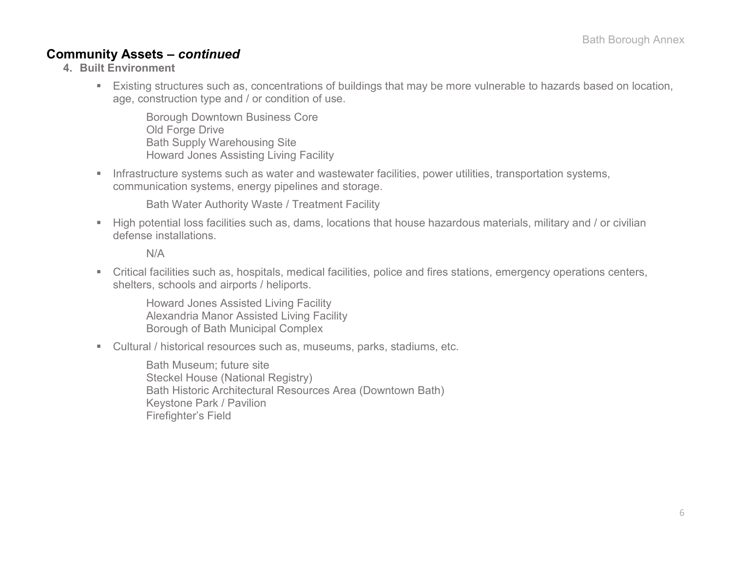## Community Assets – *continued*

### 4. Built Environment

- Existing structures such as, concentrations of buildings that may be more vulnerable to hazards based on location, age, construction type and / or condition of use.

  Borough Downtown Business Core
  Old Forge Drive
  Bath Supply Warehousing Site
  Howard Jones Assisting Living Facility

- Infrastructure systems such as water and wastewater facilities, power utilities, transportation systems, communication systems, energy pipelines and storage.

  Bath Water Authority Waste / Treatment Facility

- High potential loss facilities such as, dams, locations that house hazardous materials, military and / or civilian defense installations.

  N/A

- Critical facilities such as, hospitals, medical facilities, police and fires stations, emergency operations centers, shelters, schools and airports / heliports.

  Howard Jones Assisted Living Facility
  Alexandria Manor Assisted Living Facility
  Borough of Bath Municipal Complex

- Cultural / historical resources such as, museums, parks, stadiums, etc.

  Bath Museum; future site
  Steckel House (National Registry)
  Bath Historic Architectural Resources Area (Downtown Bath)
  Keystone Park / Pavilion
  Firefighter's Field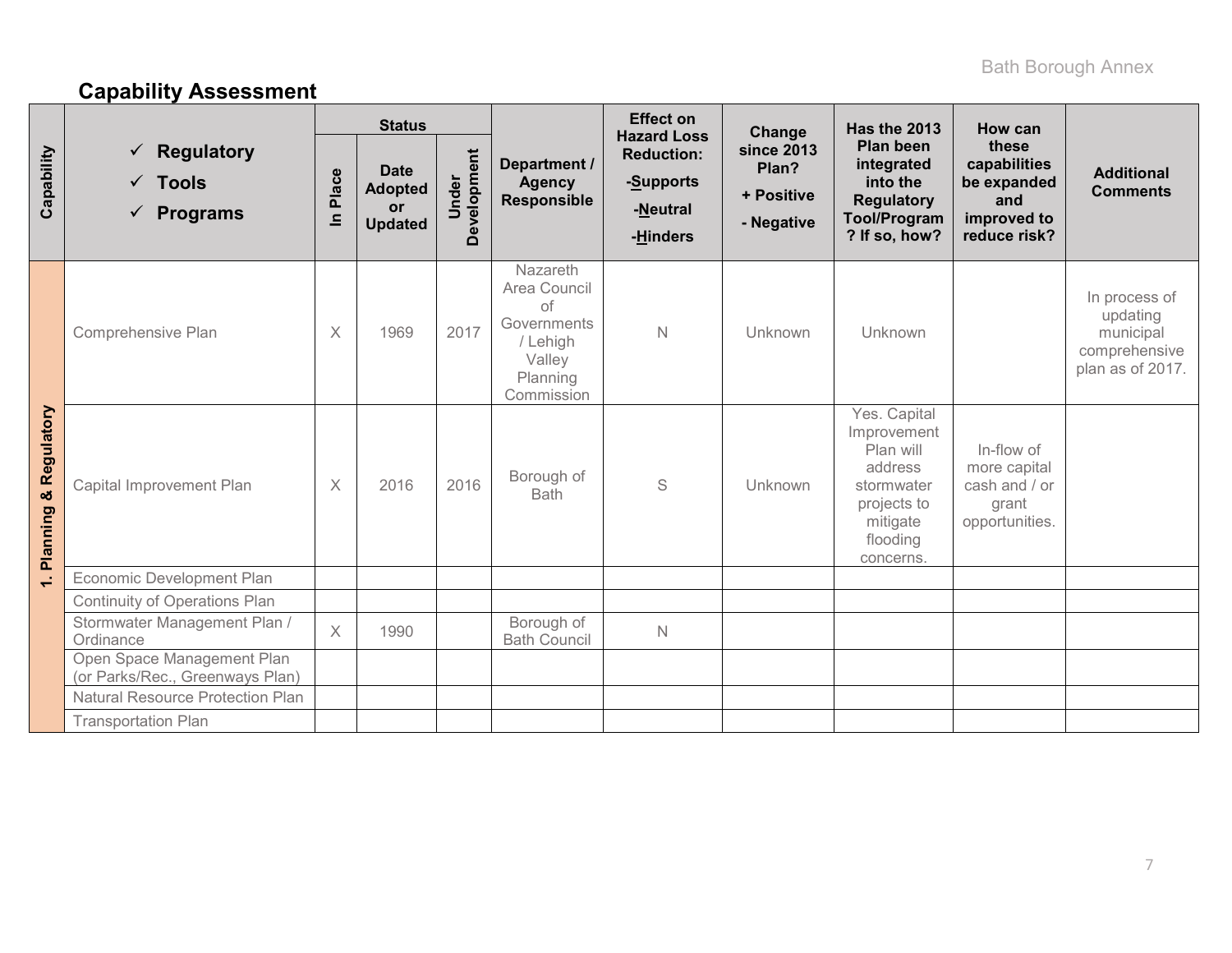## Capability Assessment

| Capability | ✓ Regulatory ✓ Tools ✓ Programs | Status | | | Department / Agency Responsible | Effect on Hazard Loss Reduction: -Supports -Neutral -Hinders | Change since 2013 Plan? + Positive - Negative | Has the 2013 Plan been integrated into the Regulatory Tool/Program? If so, how? | How can these capabilities be expanded and improved to reduce risk? | Additional Comments |
|---|---|---|---|---|---|---|---|---|---|---|
| | | In Place | Date Adopted or Updated | Under Development | | | | | | |
| 1. Planning & Regulatory | Comprehensive Plan | X | 1969 | 2017 | Nazareth Area Council of Governments / Lehigh Valley Planning Commission | N | Unknown | Unknown | | In process of updating municipal comprehensive plan as of 2017. |
| | Capital Improvement Plan | X | 2016 | 2016 | Borough of Bath | S | Unknown | Yes. Capital Improvement Plan will address stormwater projects to mitigate flooding concerns. | In-flow of more capital cash and / or grant opportunities. | |
| | Economic Development Plan | | | | | | | | | |
| | Continuity of Operations Plan | | | | | | | | | |
| | Stormwater Management Plan / Ordinance | X | 1990 | | Borough of Bath Council | N | | | | |
| | Open Space Management Plan (or Parks/Rec., Greenways Plan) | | | | | | | | | |
| | Natural Resource Protection Plan | | | | | | | | | |
| | Transportation Plan | | | | | | | | | |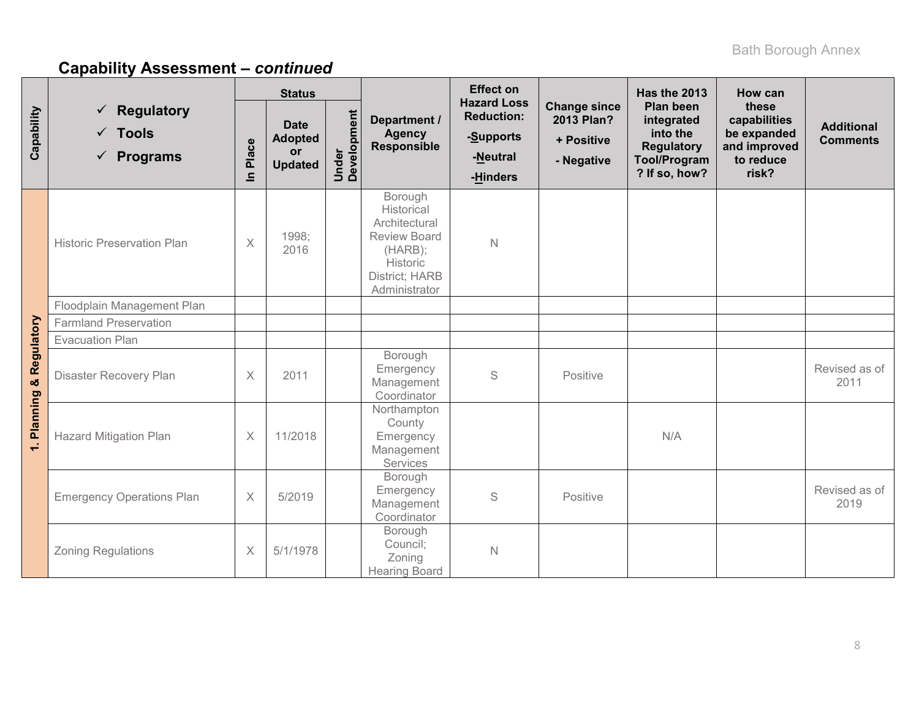## Capability Assessment – *continued*

| Capability | ✓ Regulatory ✓ Tools ✓ Programs | Status | | | Department / Agency Responsible | Effect on Hazard Loss Reduction: -Supports -Neutral -Hinders | Change since 2013 Plan? + Positive - Negative | Has the 2013 Plan been integrated into the Regulatory Tool/Program? If so, how? | How can these capabilities be expanded and improved to reduce risk? | Additional Comments |
|---|---|---|---|---|---|---|---|---|---|---|
| | | In Place | Date Adopted or Updated | Under Development | | | | | | |
| 1. Planning & Regulatory | Historic Preservation Plan | X | 1998; 2016 | | Borough Historical Architectural Review Board (HARB); Historic District; HARB Administrator | N | | | | |
| | Floodplain Management Plan | | | | | | | | | |
| | Farmland Preservation | | | | | | | | | |
| | Evacuation Plan | | | | | | | | | |
| | Disaster Recovery Plan | X | 2011 | | Borough Emergency Management Coordinator | S | Positive | | | Revised as of 2011 |
| | Hazard Mitigation Plan | X | 11/2018 | | Northampton County Emergency Management Services | | | N/A | | |
| | Emergency Operations Plan | X | 5/2019 | | Borough Emergency Management Coordinator | S | Positive | | | Revised as of 2019 |
| | Zoning Regulations | X | 5/1/1978 | | Borough Council; Zoning Hearing Board | N | | | | |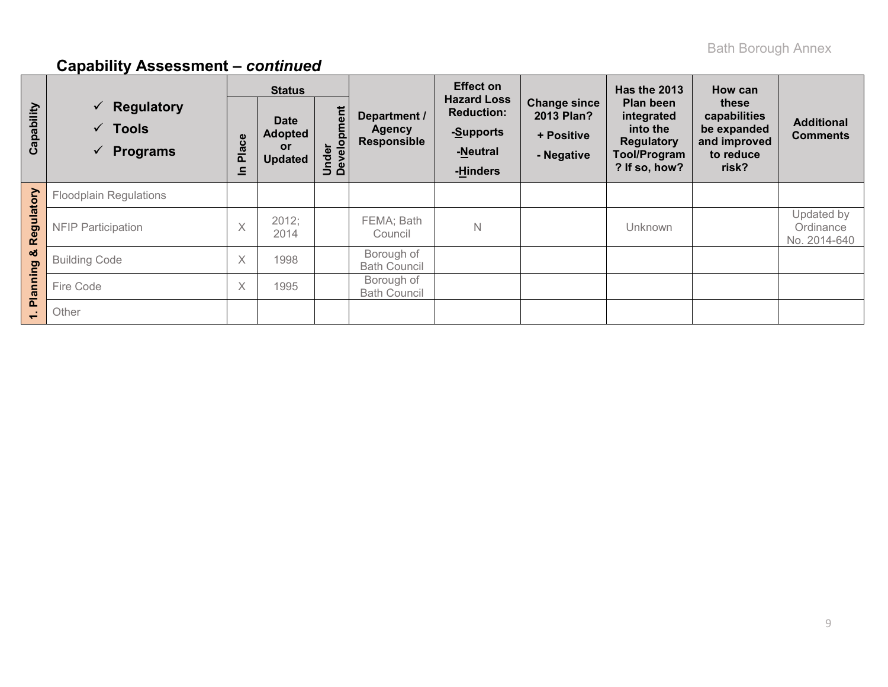## Capability Assessment – *continued*

| Capability | ✓ Regulatory ✓ Tools ✓ Programs | Status | | | Department / Agency Responsible | Effect on Hazard Loss Reduction: -Supports -Neutral -Hinders | Change since 2013 Plan? + Positive - Negative | Has the 2013 Plan been integrated into the Regulatory Tool/Program? If so, how? | How can these capabilities be expanded and improved to reduce risk? | Additional Comments |
|---|---|---|---|---|---|---|---|---|---|---|
| | | In Place | Date Adopted or Updated | Under Development | | | | | | |
| 1. Planning & Regulatory | Floodplain Regulations | | | | | | | | | |
| | NFIP Participation | X | 2012; 2014 | | FEMA; Bath Council | N | | Unknown | | Updated by Ordinance No. 2014-640 |
| | Building Code | X | 1998 | | Borough of Bath Council | | | | | |
| | Fire Code | X | 1995 | | Borough of Bath Council | | | | | |
| | Other | | | | | | | | | |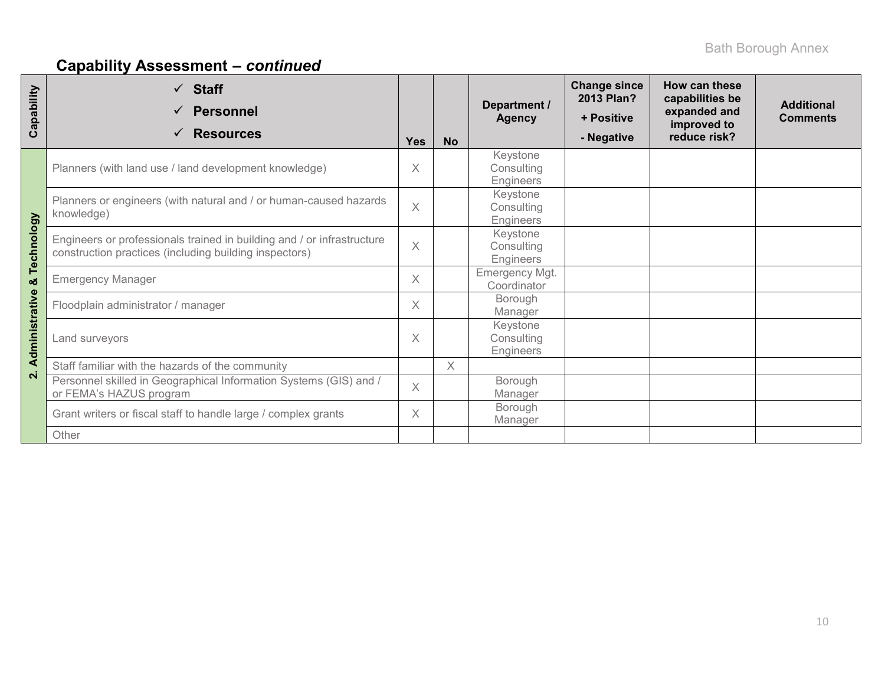## Capability Assessment – *continued*

| Capability | ✓ **Staff** ✓ **Personnel** ✓ **Resources** | Yes | No | Department / Agency | Change since 2013 Plan? + Positive - Negative | How can these capabilities be expanded and improved to reduce risk? | Additional Comments |
|---|---|---|---|---|---|---|---|
| 2. Administrative & Technology | Planners (with land use / land development knowledge) | X | | Keystone Consulting Engineers | | | |
| | Planners or engineers (with natural and / or human-caused hazards knowledge) | X | | Keystone Consulting Engineers | | | |
| | Engineers or professionals trained in building and / or infrastructure construction practices (including building inspectors) | X | | Keystone Consulting Engineers | | | |
| | Emergency Manager | X | | Emergency Mgt. Coordinator | | | |
| | Floodplain administrator / manager | X | | Borough Manager | | | |
| | Land surveyors | X | | Keystone Consulting Engineers | | | |
| | Staff familiar with the hazards of the community | | X | | | | |
| | Personnel skilled in Geographical Information Systems (GIS) and / or FEMA's HAZUS program | X | | Borough Manager | | | |
| | Grant writers or fiscal staff to handle large / complex grants | X | | Borough Manager | | | |
| | Other | | | | | | |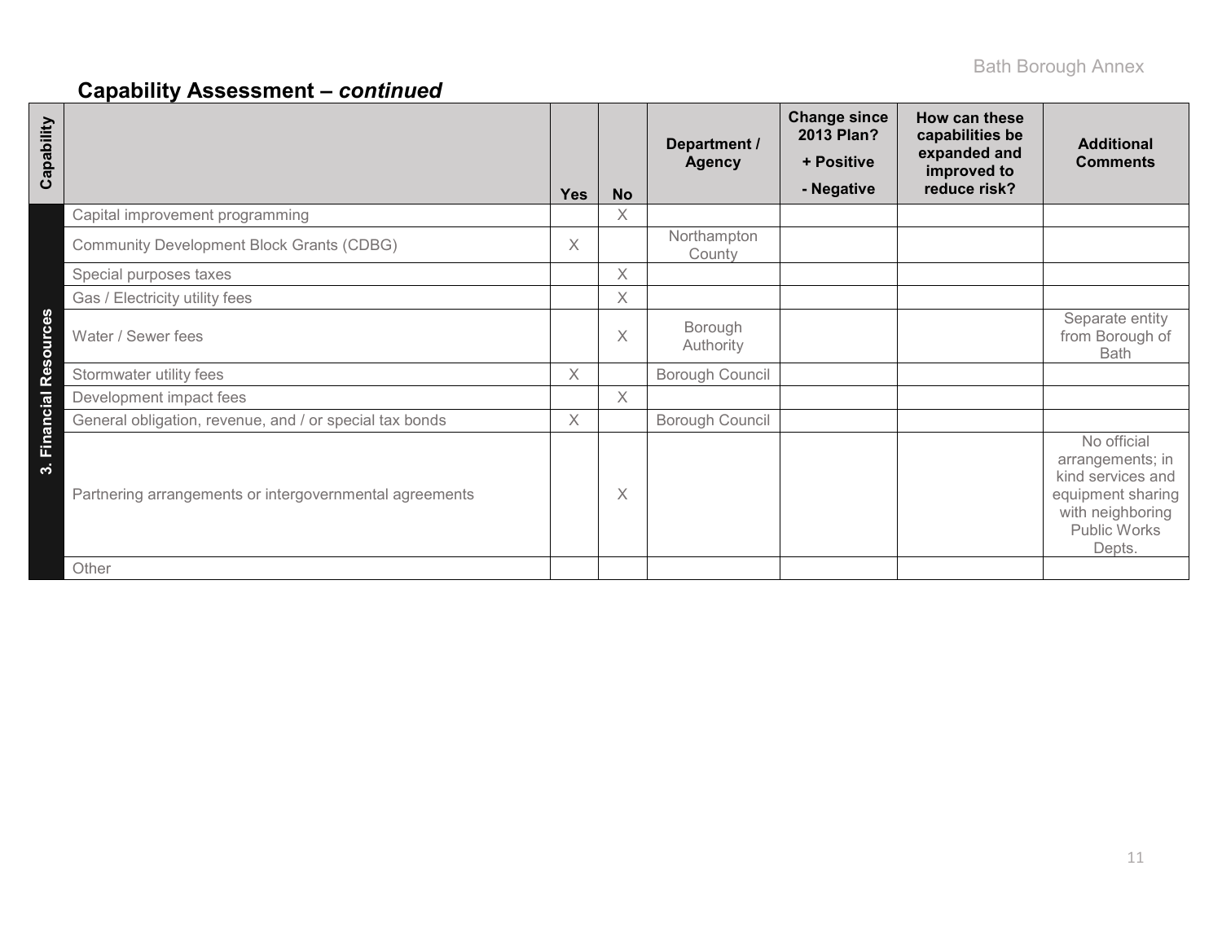## Capability Assessment – *continued*

| Capability | | Yes | No | Department / Agency | Change since 2013 Plan? + Positive - Negative | How can these capabilities be expanded and improved to reduce risk? | Additional Comments |
|---|---|---|---|---|---|---|---|
| 3. Financial Resources | Capital improvement programming | | X | | | | |
| | Community Development Block Grants (CDBG) | X | | Northampton County | | | |
| | Special purposes taxes | | X | | | | |
| | Gas / Electricity utility fees | | X | | | | |
| | Water / Sewer fees | | X | Borough Authority | | | Separate entity from Borough of Bath |
| | Stormwater utility fees | X | | Borough Council | | | |
| | Development impact fees | | X | | | | |
| | General obligation, revenue, and / or special tax bonds | X | | Borough Council | | | |
| | Partnering arrangements or intergovernmental agreements | | X | | | | No official arrangements; in kind services and equipment sharing with neighboring Public Works Depts. |
| | Other | | | | | | |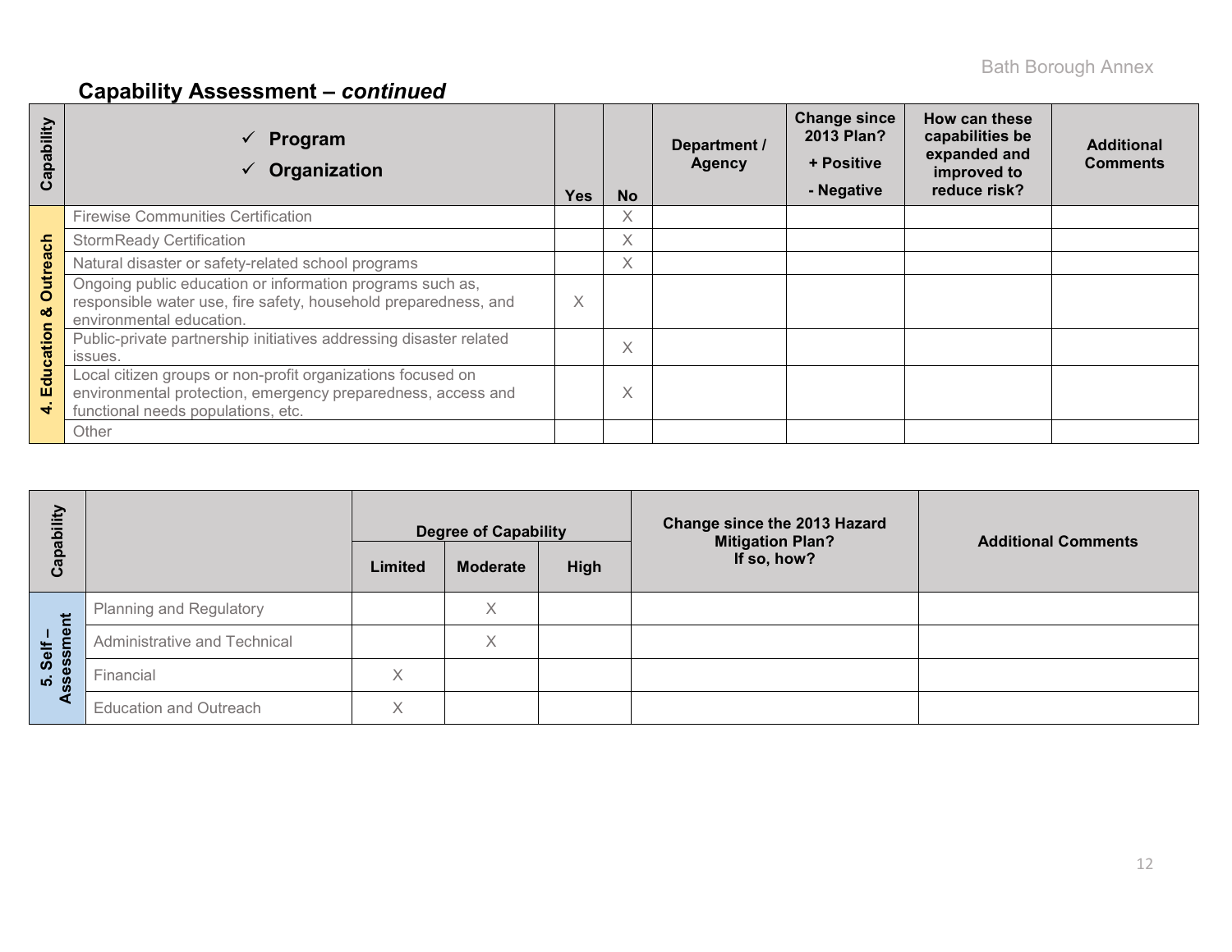## Capability Assessment – *continued*

| Capability | ✓ Program ✓ Organization | Yes | No | Department / Agency | Change since 2013 Plan? + Positive - Negative | How can these capabilities be expanded and improved to reduce risk? | Additional Comments |
|---|---|---|---|---|---|---|---|
| 4. Education & Outreach | Firewise Communities Certification | | X | | | | |
| | StormReady Certification | | X | | | | |
| | Natural disaster or safety-related school programs | | X | | | | |
| | Ongoing public education or information programs such as, responsible water use, fire safety, household preparedness, and environmental education. | X | | | | | |
| | Public-private partnership initiatives addressing disaster related issues. | | X | | | | |
| | Local citizen groups or non-profit organizations focused on environmental protection, emergency preparedness, access and functional needs populations, etc. | | X | | | | |
| | Other | | | | | | |

| Capability | | Degree of Capability | | | Change since the 2013 Hazard Mitigation Plan? If so, how? | Additional Comments |
|---|---|---|---|---|---|---|
| | | Limited | Moderate | High | | |
| 5. Self – Assessment | Planning and Regulatory | | X | | | |
| | Administrative and Technical | | X | | | |
| | Financial | X | | | | |
| | Education and Outreach | X | | | | |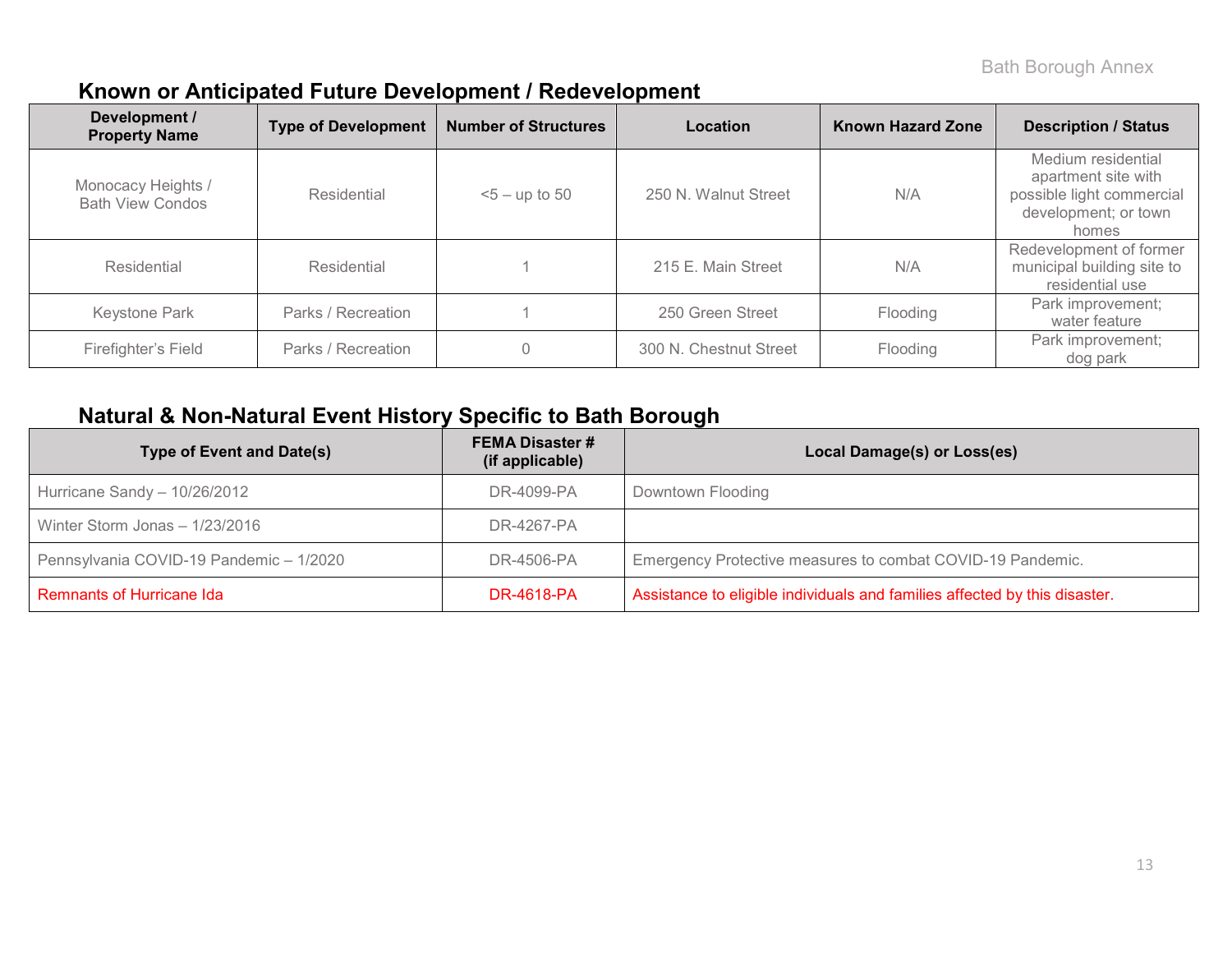## Known or Anticipated Future Development / Redevelopment

| Development / Property Name | Type of Development | Number of Structures | Location | Known Hazard Zone | Description / Status |
|---|---|---|---|---|---|
| Monocacy Heights / Bath View Condos | Residential | <5 – up to 50 | 250 N. Walnut Street | N/A | Medium residential apartment site with possible light commercial development; or town homes |
| Residential | Residential | 1 | 215 E. Main Street | N/A | Redevelopment of former municipal building site to residential use |
| Keystone Park | Parks / Recreation | 1 | 250 Green Street | Flooding | Park improvement; water feature |
| Firefighter's Field | Parks / Recreation | 0 | 300 N. Chestnut Street | Flooding | Park improvement; dog park |

## Natural & Non-Natural Event History Specific to Bath Borough

| Type of Event and Date(s) | FEMA Disaster # (if applicable) | Local Damage(s) or Loss(es) |
|---|---|---|
| Hurricane Sandy – 10/26/2012 | DR-4099-PA | Downtown Flooding |
| Winter Storm Jonas – 1/23/2016 | DR-4267-PA | |
| Pennsylvania COVID-19 Pandemic – 1/2020 | DR-4506-PA | Emergency Protective measures to combat COVID-19 Pandemic. |
| Remnants of Hurricane Ida | DR-4618-PA | Assistance to eligible individuals and families affected by this disaster. |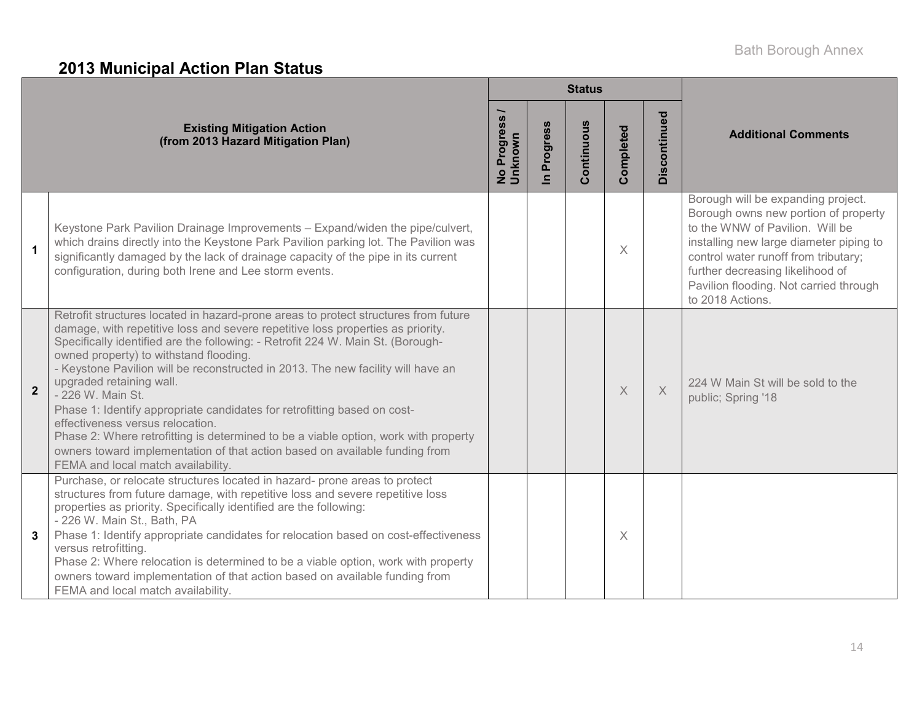## 2013 Municipal Action Plan Status

| | Existing Mitigation Action (from 2013 Hazard Mitigation Plan) | Status | | | | | Additional Comments |
|---|---|---|---|---|---|---|---|
| | | No Progress / Unknown | In Progress | Continuous | Completed | Discontinued | |
| 1 | Keystone Park Pavilion Drainage Improvements – Expand/widen the pipe/culvert, which drains directly into the Keystone Park Pavilion parking lot. The Pavilion was significantly damaged by the lack of drainage capacity of the pipe in its current configuration, during both Irene and Lee storm events. | | | | X | | Borough will be expanding project. Borough owns new portion of property to the WNW of Pavilion. Will be installing new large diameter piping to control water runoff from tributary; further decreasing likelihood of Pavilion flooding. Not carried through to 2018 Actions. |
| 2 | Retrofit structures located in hazard-prone areas to protect structures from future damage, with repetitive loss and severe repetitive loss properties as priority. Specifically identified are the following: - Retrofit 224 W. Main St. (Borough-owned property) to withstand flooding.<br>- Keystone Pavilion will be reconstructed in 2013. The new facility will have an upgraded retaining wall.<br>- 226 W. Main St.<br>Phase 1: Identify appropriate candidates for retrofitting based on cost-effectiveness versus relocation.<br>Phase 2: Where retrofitting is determined to be a viable option, work with property owners toward implementation of that action based on available funding from FEMA and local match availability. | | | | X | X | 224 W Main St will be sold to the public; Spring '18 |
| 3 | Purchase, or relocate structures located in hazard- prone areas to protect structures from future damage, with repetitive loss and severe repetitive loss properties as priority. Specifically identified are the following:<br>- 226 W. Main St., Bath, PA<br>Phase 1: Identify appropriate candidates for relocation based on cost-effectiveness versus retrofitting.<br>Phase 2: Where relocation is determined to be a viable option, work with property owners toward implementation of that action based on available funding from FEMA and local match availability. | | | | X | | |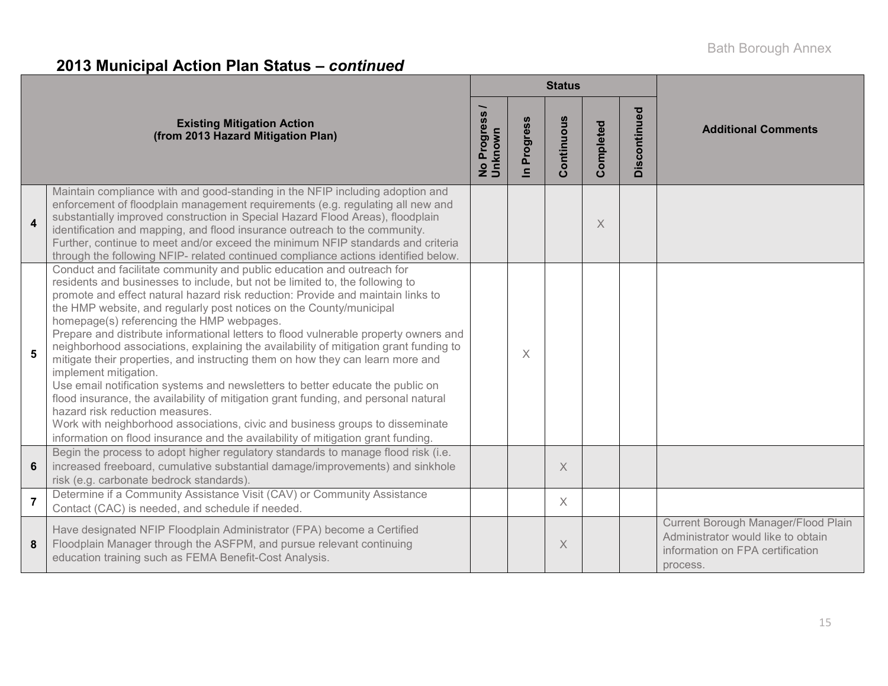## 2013 Municipal Action Plan Status – *continued*

| | Existing Mitigation Action (from 2013 Hazard Mitigation Plan) | Status | | | | | Additional Comments |
|---|---|---|---|---|---|---|---|
| | | No Progress / Unknown | In Progress | Continuous | Completed | Discontinued | |
| 4 | Maintain compliance with and good-standing in the NFIP including adoption and enforcement of floodplain management requirements (e.g. regulating all new and substantially improved construction in Special Hazard Flood Areas), floodplain identification and mapping, and flood insurance outreach to the community. Further, continue to meet and/or exceed the minimum NFIP standards and criteria through the following NFIP- related continued compliance actions identified below. | | | | X | | |
| 5 | Conduct and facilitate community and public education and outreach for residents and businesses to include, but not be limited to, the following to promote and effect natural hazard risk reduction: Provide and maintain links to the HMP website, and regularly post notices on the County/municipal homepage(s) referencing the HMP webpages.<br>Prepare and distribute informational letters to flood vulnerable property owners and neighborhood associations, explaining the availability of mitigation grant funding to mitigate their properties, and instructing them on how they can learn more and implement mitigation.<br>Use email notification systems and newsletters to better educate the public on flood insurance, the availability of mitigation grant funding, and personal natural hazard risk reduction measures.<br>Work with neighborhood associations, civic and business groups to disseminate information on flood insurance and the availability of mitigation grant funding. | | X | | | | |
| 6 | Begin the process to adopt higher regulatory standards to manage flood risk (i.e. increased freeboard, cumulative substantial damage/improvements) and sinkhole risk (e.g. carbonate bedrock standards). | | | X | | | |
| 7 | Determine if a Community Assistance Visit (CAV) or Community Assistance Contact (CAC) is needed, and schedule if needed. | | | X | | | |
| 8 | Have designated NFIP Floodplain Administrator (FPA) become a Certified Floodplain Manager through the ASFPM, and pursue relevant continuing education training such as FEMA Benefit-Cost Analysis. | | | X | | | Current Borough Manager/Flood Plain Administrator would like to obtain information on FPA certification process. |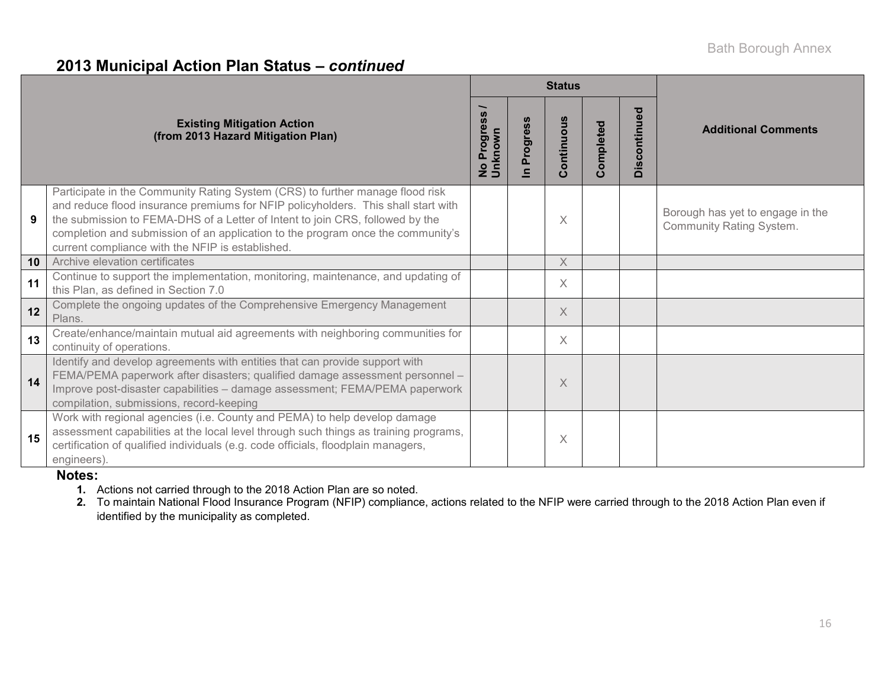## 2013 Municipal Action Plan Status – *continued*

| | Existing Mitigation Action (from 2013 Hazard Mitigation Plan) | Status | | | | | Additional Comments |
|---|---|---|---|---|---|---|---|
| | | No Progress / Unknown | In Progress | Continuous | Completed | Discontinued | |
| 9 | Participate in the Community Rating System (CRS) to further manage flood risk and reduce flood insurance premiums for NFIP policyholders. This shall start with the submission to FEMA-DHS of a Letter of Intent to join CRS, followed by the completion and submission of an application to the program once the community's current compliance with the NFIP is established. | | | X | | | Borough has yet to engage in the Community Rating System. |
| 10 | Archive elevation certificates | | | X | | | |
| 11 | Continue to support the implementation, monitoring, maintenance, and updating of this Plan, as defined in Section 7.0 | | | X | | | |
| 12 | Complete the ongoing updates of the Comprehensive Emergency Management Plans. | | | X | | | |
| 13 | Create/enhance/maintain mutual aid agreements with neighboring communities for continuity of operations. | | | X | | | |
| 14 | Identify and develop agreements with entities that can provide support with FEMA/PEMA paperwork after disasters; qualified damage assessment personnel – Improve post-disaster capabilities – damage assessment; FEMA/PEMA paperwork compilation, submissions, record-keeping | | | X | | | |
| 15 | Work with regional agencies (i.e. County and PEMA) to help develop damage assessment capabilities at the local level through such things as training programs, certification of qualified individuals (e.g. code officials, floodplain managers, engineers). | | | X | | | |

**Notes:**

1. Actions not carried through to the 2018 Action Plan are so noted.
2. To maintain National Flood Insurance Program (NFIP) compliance, actions related to the NFIP were carried through to the 2018 Action Plan even if identified by the municipality as completed.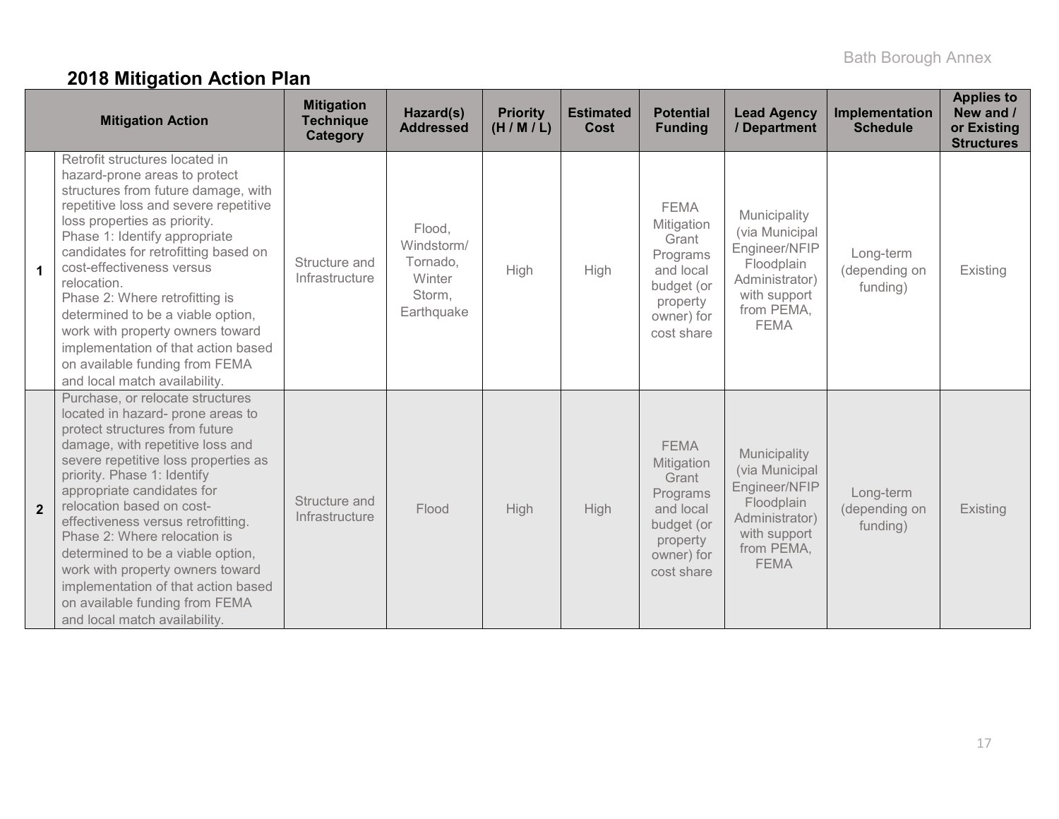## 2018 Mitigation Action Plan

| | Mitigation Action | Mitigation Technique Category | Hazard(s) Addressed | Priority (H / M / L) | Estimated Cost | Potential Funding | Lead Agency / Department | Implementation Schedule | Applies to New and / or Existing Structures |
|---|---|---|---|---|---|---|---|---|---|
| **1** | Retrofit structures located in hazard-prone areas to protect structures from future damage, with repetitive loss and severe repetitive loss properties as priority. Phase 1: Identify appropriate candidates for retrofitting based on cost-effectiveness versus relocation. Phase 2: Where retrofitting is determined to be a viable option, work with property owners toward implementation of that action based on available funding from FEMA and local match availability. | Structure and Infrastructure | Flood, Windstorm/ Tornado, Winter Storm, Earthquake | High | High | FEMA Mitigation Grant Programs and local budget (or property owner) for cost share | Municipality (via Municipal Engineer/NFIP Floodplain Administrator) with support from PEMA, FEMA | Long-term (depending on funding) | Existing |
| **2** | Purchase, or relocate structures located in hazard- prone areas to protect structures from future damage, with repetitive loss and severe repetitive loss properties as priority. Phase 1: Identify appropriate candidates for relocation based on cost-effectiveness versus retrofitting. Phase 2: Where relocation is determined to be a viable option, work with property owners toward implementation of that action based on available funding from FEMA and local match availability. | Structure and Infrastructure | Flood | High | High | FEMA Mitigation Grant Programs and local budget (or property owner) for cost share | Municipality (via Municipal Engineer/NFIP Floodplain Administrator) with support from PEMA, FEMA | Long-term (depending on funding) | Existing |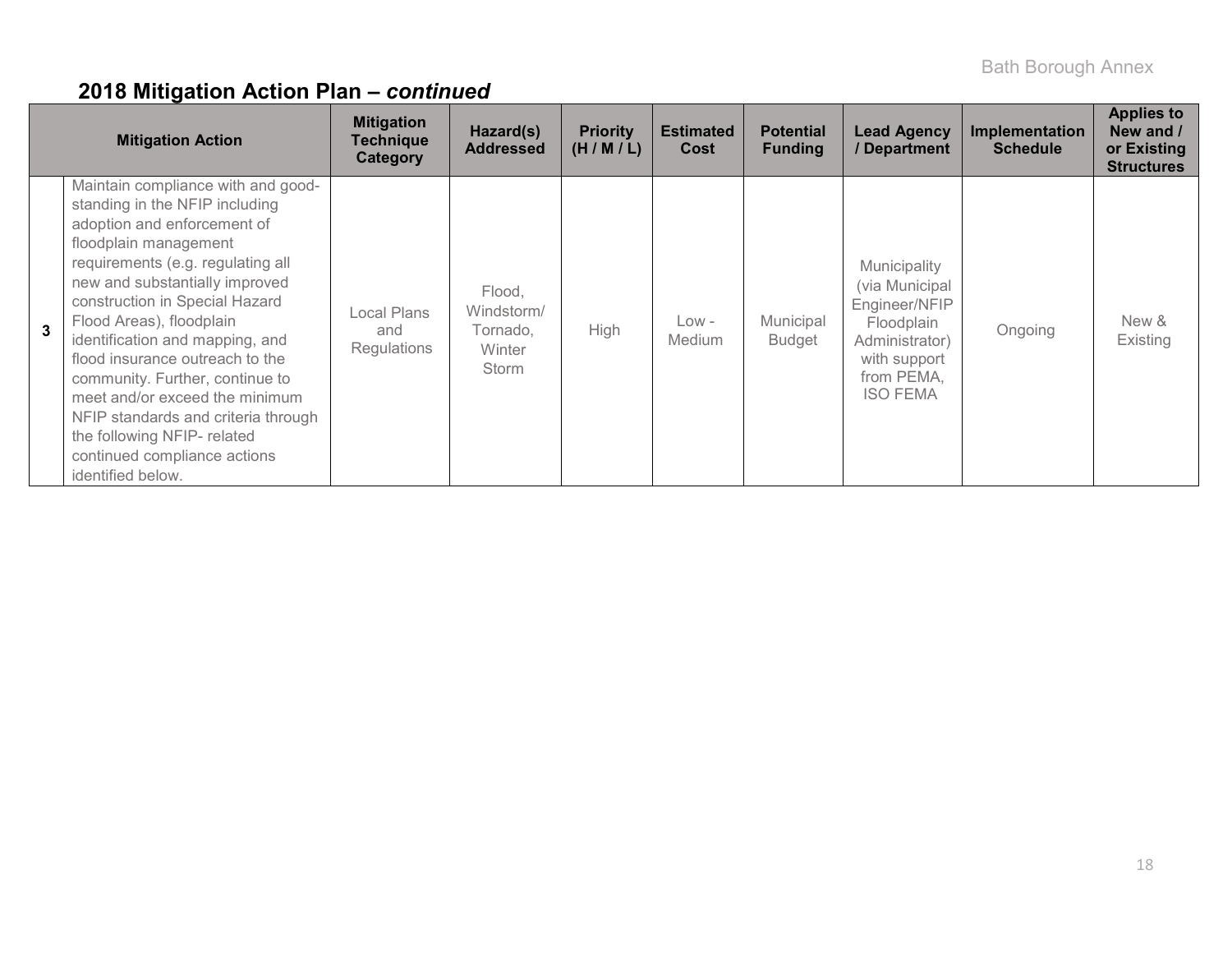## 2018 Mitigation Action Plan – *continued*

| | Mitigation Action | Mitigation Technique Category | Hazard(s) Addressed | Priority (H / M / L) | Estimated Cost | Potential Funding | Lead Agency / Department | Implementation Schedule | Applies to New and / or Existing Structures |
|---|---|---|---|---|---|---|---|---|---|
| 3 | Maintain compliance with and good-standing in the NFIP including adoption and enforcement of floodplain management requirements (e.g. regulating all new and substantially improved construction in Special Hazard Flood Areas), floodplain identification and mapping, and flood insurance outreach to the community. Further, continue to meet and/or exceed the minimum NFIP standards and criteria through the following NFIP- related continued compliance actions identified below. | Local Plans and Regulations | Flood, Windstorm/ Tornado, Winter Storm | High | Low - Medium | Municipal Budget | Municipality (via Municipal Engineer/NFIP Floodplain Administrator) with support from PEMA, ISO FEMA | Ongoing | New & Existing |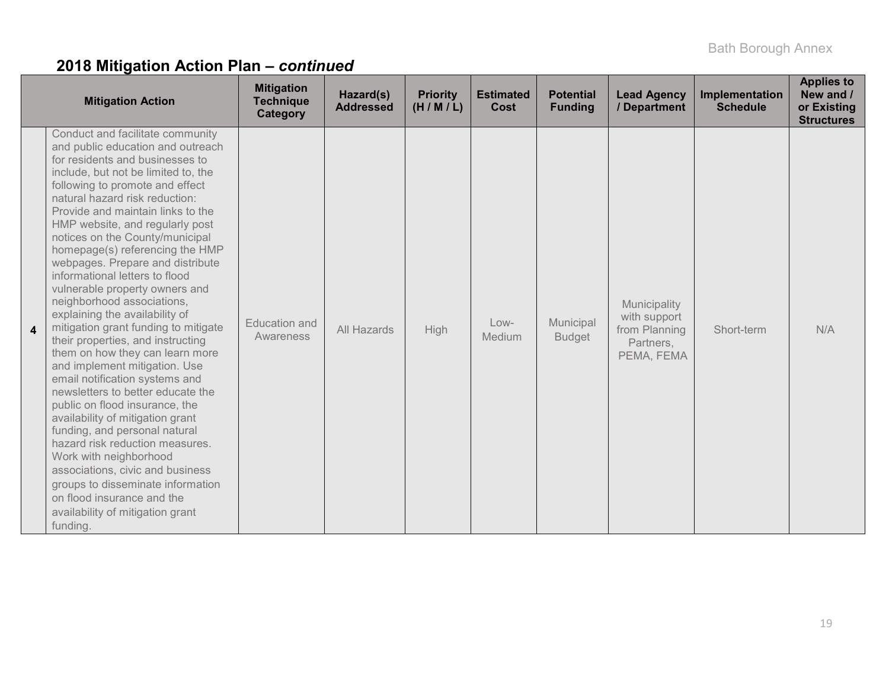## 2018 Mitigation Action Plan – *continued*

| | Mitigation Action | Mitigation Technique Category | Hazard(s) Addressed | Priority (H / M / L) | Estimated Cost | Potential Funding | Lead Agency / Department | Implementation Schedule | Applies to New and / or Existing Structures |
|---|---|---|---|---|---|---|---|---|---|
| 4 | Conduct and facilitate community and public education and outreach for residents and businesses to include, but not be limited to, the following to promote and effect natural hazard risk reduction: Provide and maintain links to the HMP website, and regularly post notices on the County/municipal homepage(s) referencing the HMP webpages. Prepare and distribute informational letters to flood vulnerable property owners and neighborhood associations, explaining the availability of mitigation grant funding to mitigate their properties, and instructing them on how they can learn more and implement mitigation. Use email notification systems and newsletters to better educate the public on flood insurance, the availability of mitigation grant funding, and personal natural hazard risk reduction measures. Work with neighborhood associations, civic and business groups to disseminate information on flood insurance and the availability of mitigation grant funding. | Education and Awareness | All Hazards | High | Low-Medium | Municipal Budget | Municipality with support from Planning Partners, PEMA, FEMA | Short-term | N/A |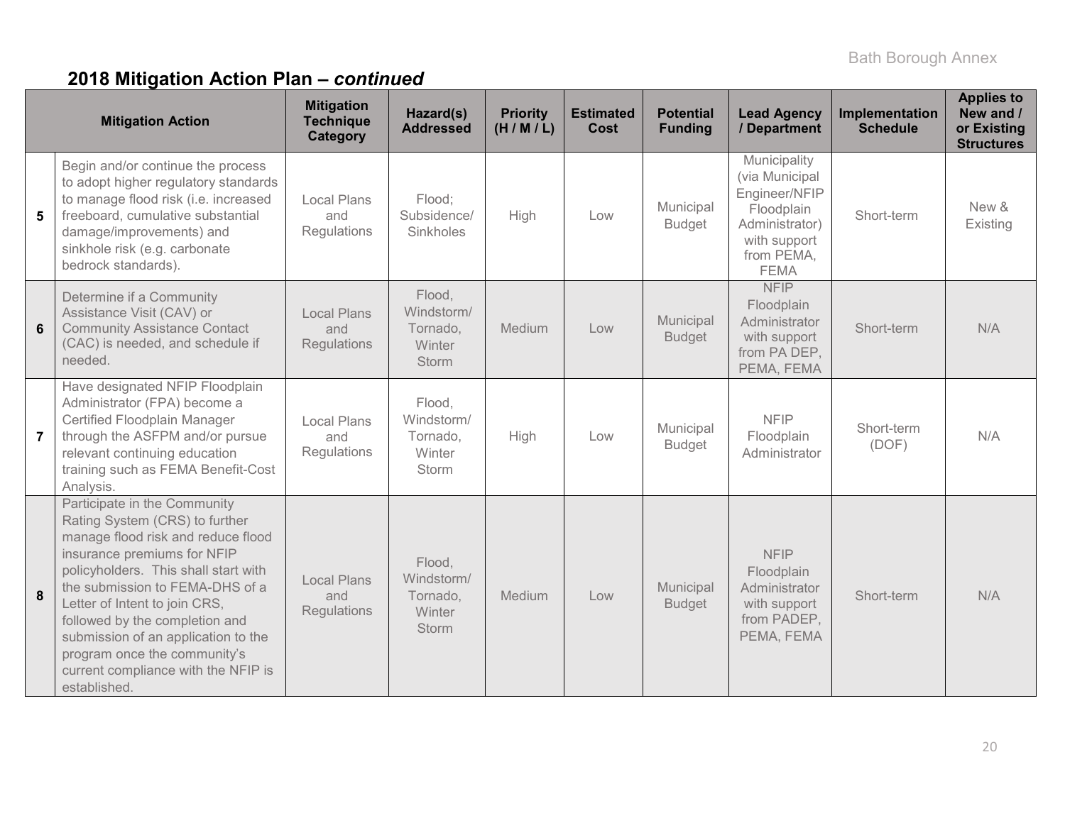## 2018 Mitigation Action Plan – *continued*

| | Mitigation Action | Mitigation Technique Category | Hazard(s) Addressed | Priority (H / M / L) | Estimated Cost | Potential Funding | Lead Agency / Department | Implementation Schedule | Applies to New and / or Existing Structures |
|---|---|---|---|---|---|---|---|---|---|
| 5 | Begin and/or continue the process to adopt higher regulatory standards to manage flood risk (i.e. increased freeboard, cumulative substantial damage/improvements) and sinkhole risk (e.g. carbonate bedrock standards). | Local Plans and Regulations | Flood; Subsidence/ Sinkholes | High | Low | Municipal Budget | Municipality (via Municipal Engineer/NFIP Floodplain Administrator) with support from PEMA, FEMA | Short-term | New & Existing |
| 6 | Determine if a Community Assistance Visit (CAV) or Community Assistance Contact (CAC) is needed, and schedule if needed. | Local Plans and Regulations | Flood, Windstorm/ Tornado, Winter Storm | Medium | Low | Municipal Budget | NFIP Floodplain Administrator with support from PA DEP, PEMA, FEMA | Short-term | N/A |
| 7 | Have designated NFIP Floodplain Administrator (FPA) become a Certified Floodplain Manager through the ASFPM and/or pursue relevant continuing education training such as FEMA Benefit-Cost Analysis. | Local Plans and Regulations | Flood, Windstorm/ Tornado, Winter Storm | High | Low | Municipal Budget | NFIP Floodplain Administrator | Short-term (DOF) | N/A |
| 8 | Participate in the Community Rating System (CRS) to further manage flood risk and reduce flood insurance premiums for NFIP policyholders. This shall start with the submission to FEMA-DHS of a Letter of Intent to join CRS, followed by the completion and submission of an application to the program once the community's current compliance with the NFIP is established. | Local Plans and Regulations | Flood, Windstorm/ Tornado, Winter Storm | Medium | Low | Municipal Budget | NFIP Floodplain Administrator with support from PADEP, PEMA, FEMA | Short-term | N/A |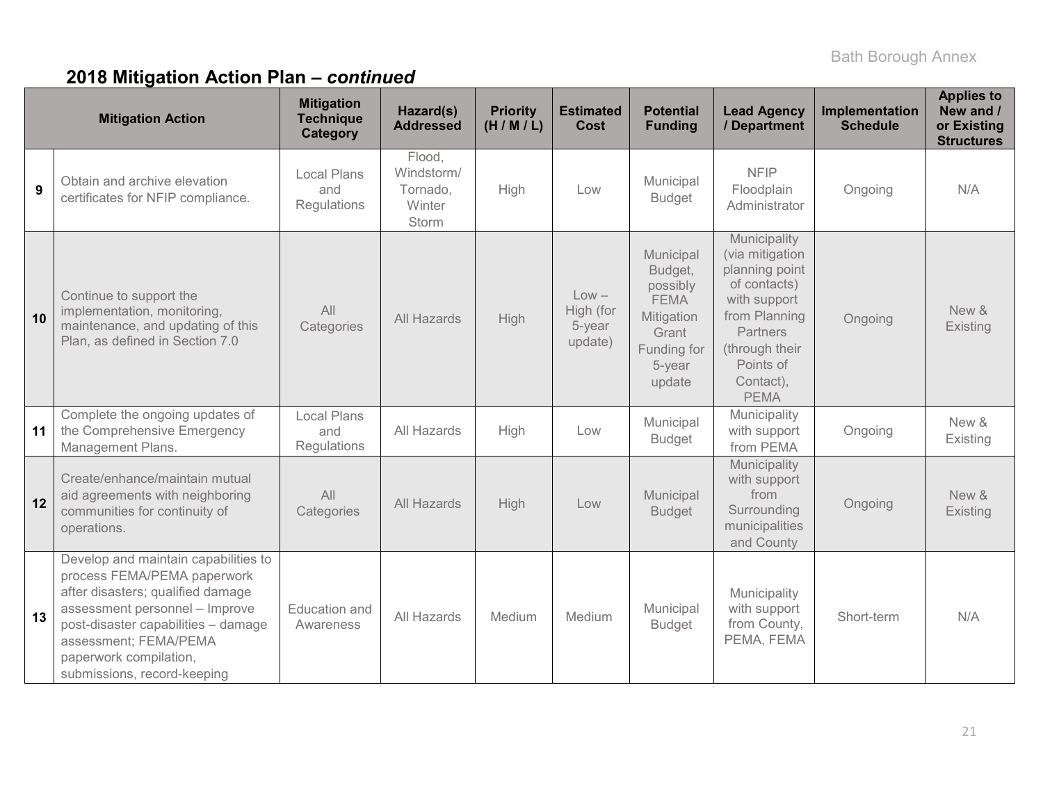## 2018 Mitigation Action Plan – *continued*

| | Mitigation Action | Mitigation Technique Category | Hazard(s) Addressed | Priority (H / M / L) | Estimated Cost | Potential Funding | Lead Agency / Department | Implementation Schedule | Applies to New and / or Existing Structures |
|---|---|---|---|---|---|---|---|---|---|
| 9 | Obtain and archive elevation certificates for NFIP compliance. | Local Plans and Regulations | Flood, Windstorm/ Tornado, Winter Storm | High | Low | Municipal Budget | NFIP Floodplain Administrator | Ongoing | N/A |
| 10 | Continue to support the implementation, monitoring, maintenance, and updating of this Plan, as defined in Section 7.0 | All Categories | All Hazards | High | Low – High (for 5-year update) | Municipal Budget, possibly FEMA Mitigation Grant Funding for 5-year update | Municipality (via mitigation planning point of contacts) with support from Planning Partners (through their Points of Contact), PEMA | Ongoing | New & Existing |
| 11 | Complete the ongoing updates of the Comprehensive Emergency Management Plans. | Local Plans and Regulations | All Hazards | High | Low | Municipal Budget | Municipality with support from PEMA | Ongoing | New & Existing |
| 12 | Create/enhance/maintain mutual aid agreements with neighboring communities for continuity of operations. | All Categories | All Hazards | High | Low | Municipal Budget | Municipality with support from Surrounding municipalities and County | Ongoing | New & Existing |
| 13 | Develop and maintain capabilities to process FEMA/PEMA paperwork after disasters; qualified damage assessment personnel – Improve post-disaster capabilities – damage assessment; FEMA/PEMA paperwork compilation, submissions, record-keeping | Education and Awareness | All Hazards | Medium | Medium | Municipal Budget | Municipality with support from County, PEMA, FEMA | Short-term | N/A |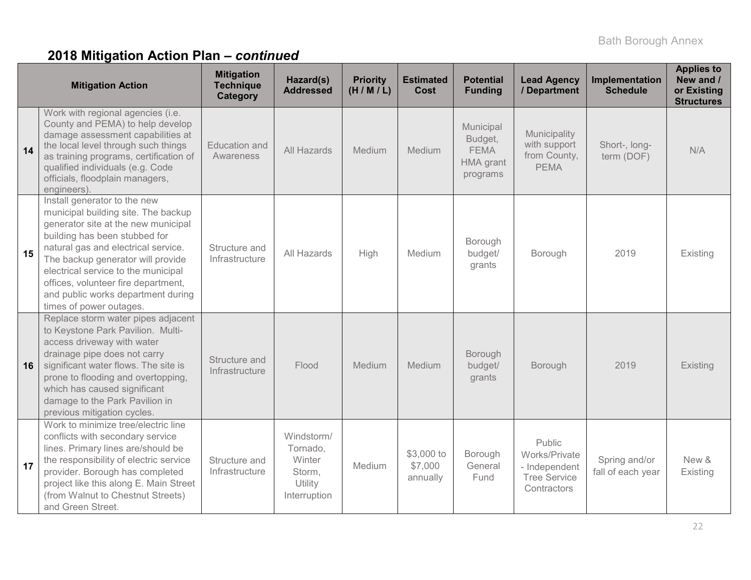## 2018 Mitigation Action Plan – *continued*

| | Mitigation Action | Mitigation Technique Category | Hazard(s) Addressed | Priority (H / M / L) | Estimated Cost | Potential Funding | Lead Agency / Department | Implementation Schedule | Applies to New and / or Existing Structures |
|---|---|---|---|---|---|---|---|---|---|
| **14** | Work with regional agencies (i.e. County and PEMA) to help develop damage assessment capabilities at the local level through such things as training programs, certification of qualified individuals (e.g. Code officials, floodplain managers, engineers). | Education and Awareness | All Hazards | Medium | Medium | Municipal Budget, FEMA HMA grant programs | Municipality with support from County, PEMA | Short-, long-term (DOF) | N/A |
| **15** | Install generator to the new municipal building site. The backup generator site at the new municipal building has been stubbed for natural gas and electrical service. The backup generator will provide electrical service to the municipal offices, volunteer fire department, and public works department during times of power outages. | Structure and Infrastructure | All Hazards | High | Medium | Borough budget/ grants | Borough | 2019 | Existing |
| **16** | Replace storm water pipes adjacent to Keystone Park Pavilion. Multi-access driveway with water drainage pipe does not carry significant water flows. The site is prone to flooding and overtopping, which has caused significant damage to the Park Pavilion in previous mitigation cycles. | Structure and Infrastructure | Flood | Medium | Medium | Borough budget/ grants | Borough | 2019 | Existing |
| **17** | Work to minimize tree/electric line conflicts with secondary service lines. Primary lines are/should be the responsibility of electric service provider. Borough has completed project like this along E. Main Street (from Walnut to Chestnut Streets) and Green Street. | Structure and Infrastructure | Windstorm/ Tornado, Winter Storm, Utility Interruption | Medium | $3,000 to $7,000 annually | Borough General Fund | Public Works/Private - Independent Tree Service Contractors | Spring and/or fall of each year | New & Existing |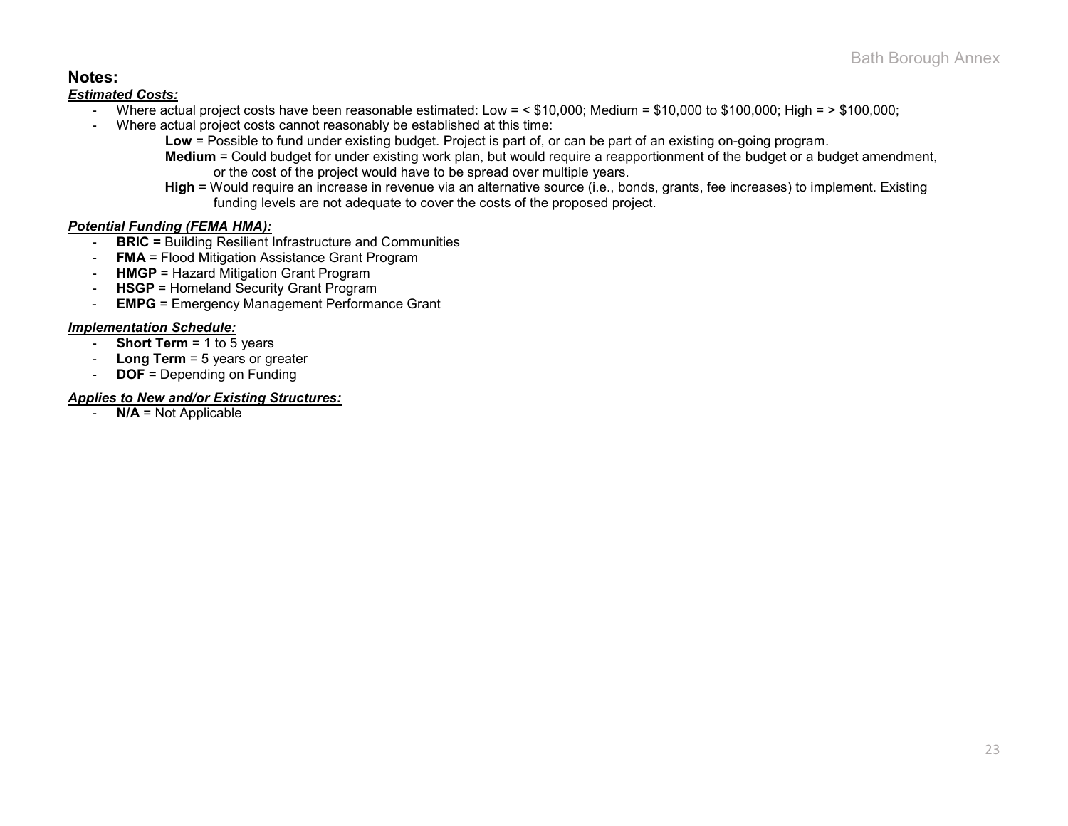## Notes:

***Estimated Costs:***

- Where actual project costs have been reasonable estimated: Low = < $10,000; Medium = $10,000 to $100,000; High = > $100,000;
- Where actual project costs cannot reasonably be established at this time:
  - **Low** = Possible to fund under existing budget. Project is part of, or can be part of an existing on-going program.
  - **Medium** = Could budget for under existing work plan, but would require a reapportionment of the budget or a budget amendment, or the cost of the project would have to be spread over multiple years.
  - **High** = Would require an increase in revenue via an alternative source (i.e., bonds, grants, fee increases) to implement. Existing funding levels are not adequate to cover the costs of the proposed project.

***Potential Funding (FEMA HMA):***

- **BRIC =** Building Resilient Infrastructure and Communities
- **FMA** = Flood Mitigation Assistance Grant Program
- **HMGP** = Hazard Mitigation Grant Program
- **HSGP** = Homeland Security Grant Program
- **EMPG** = Emergency Management Performance Grant

***Implementation Schedule:***

- **Short Term** = 1 to 5 years
- **Long Term** = 5 years or greater
- **DOF** = Depending on Funding

***Applies to New and/or Existing Structures:***

- **N/A** = Not Applicable